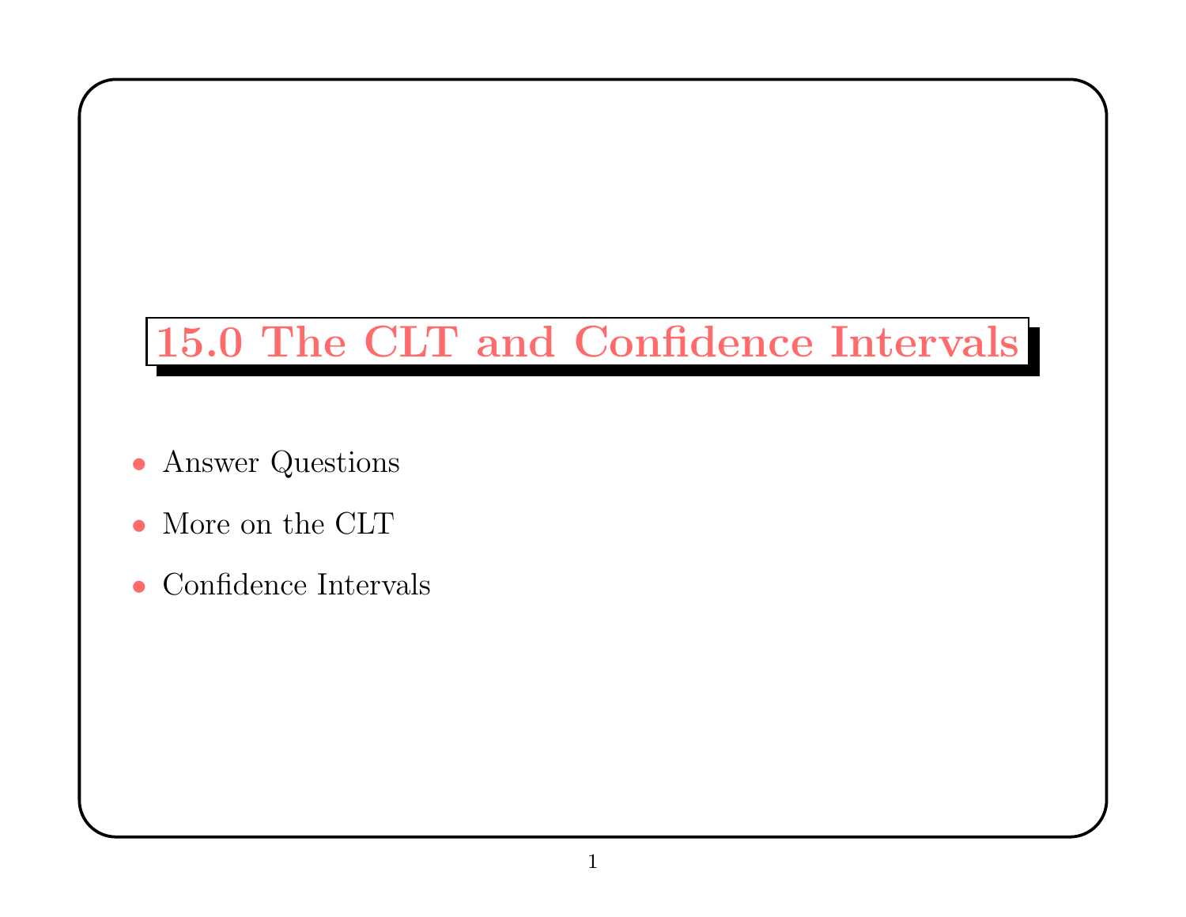# 15.0 The CLT and Confidence Intervals

- Answer Questions
- More on the CLT
- Confidence Intervals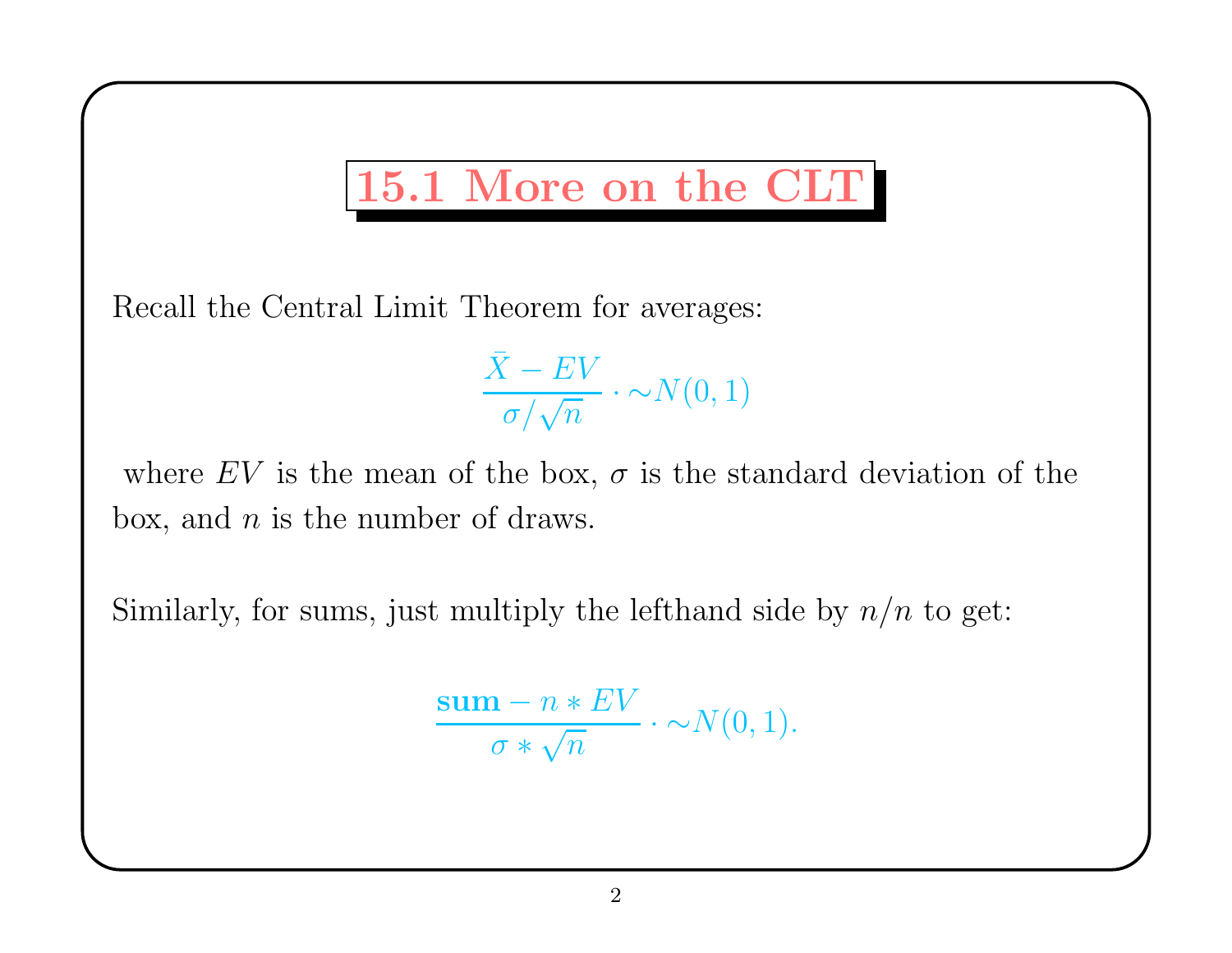# 15.1 More on the CLT

Recall the Central Limit Theorem for averages:

$$\frac{\bar{X} - EV}{\sigma/\sqrt{n}} \cdot \sim N(0,1)$$

where $EV$ is the mean of the box, $\sigma$ is the standard deviation of the box, and $n$ is the number of draws.

Similarly, for sums, just multiply the lefthand side by $n/n$ to get:

$$\frac{\textbf{sum} - n * EV}{\sigma * \sqrt{n}} \cdot \sim N(0,1).$$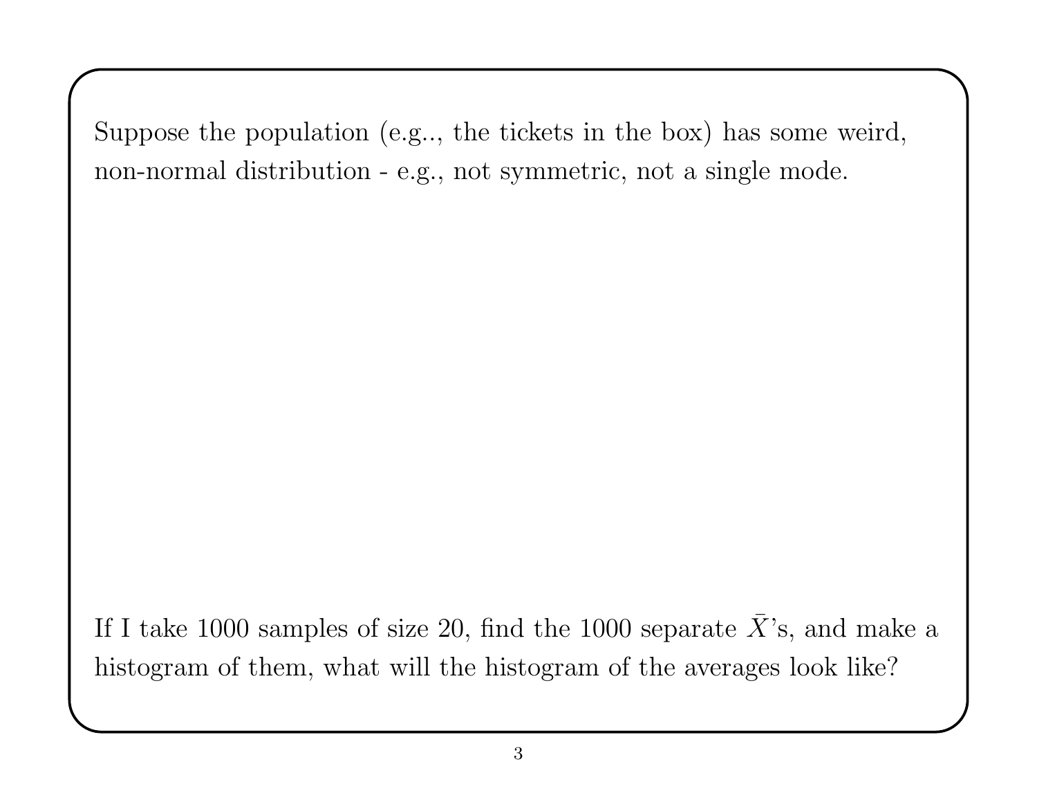Suppose the population (e.g.., the tickets in the box) has some weird, non-normal distribution - e.g., not symmetric, not a single mode.

If I take 1000 samples of size 20, find the 1000 separate $\bar{X}$'s, and make a histogram of them, what will the histogram of the averages look like?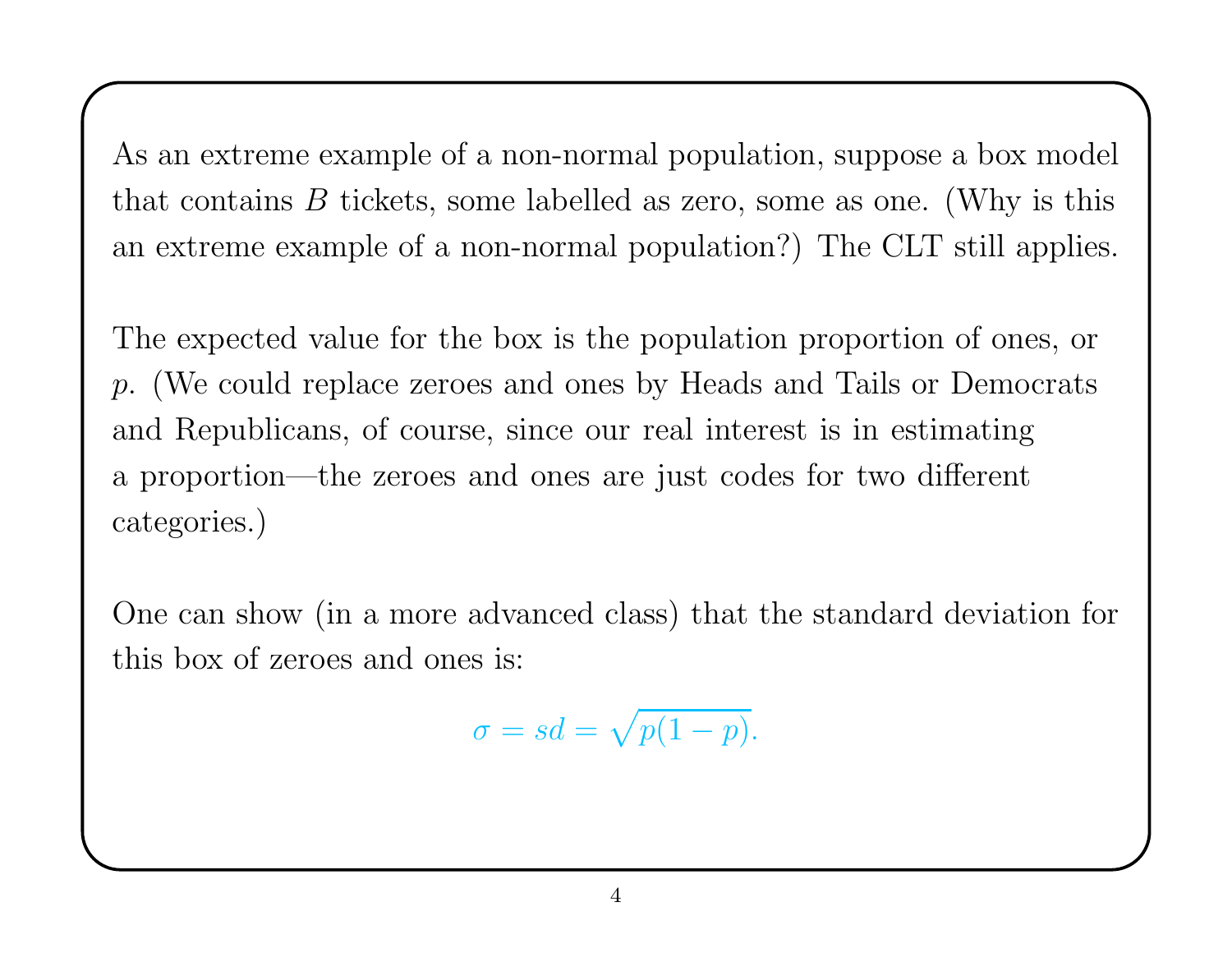As an extreme example of a non-normal population, suppose a box model that contains $B$ tickets, some labelled as zero, some as one. (Why is this an extreme example of a non-normal population?) The CLT still applies.

The expected value for the box is the population proportion of ones, or $p$. (We could replace zeroes and ones by Heads and Tails or Democrats and Republicans, of course, since our real interest is in estimating a proportion—the zeroes and ones are just codes for two different categories.)

One can show (in a more advanced class) that the standard deviation for this box of zeroes and ones is:

$$\sigma = sd = \sqrt{p(1-p)}.$$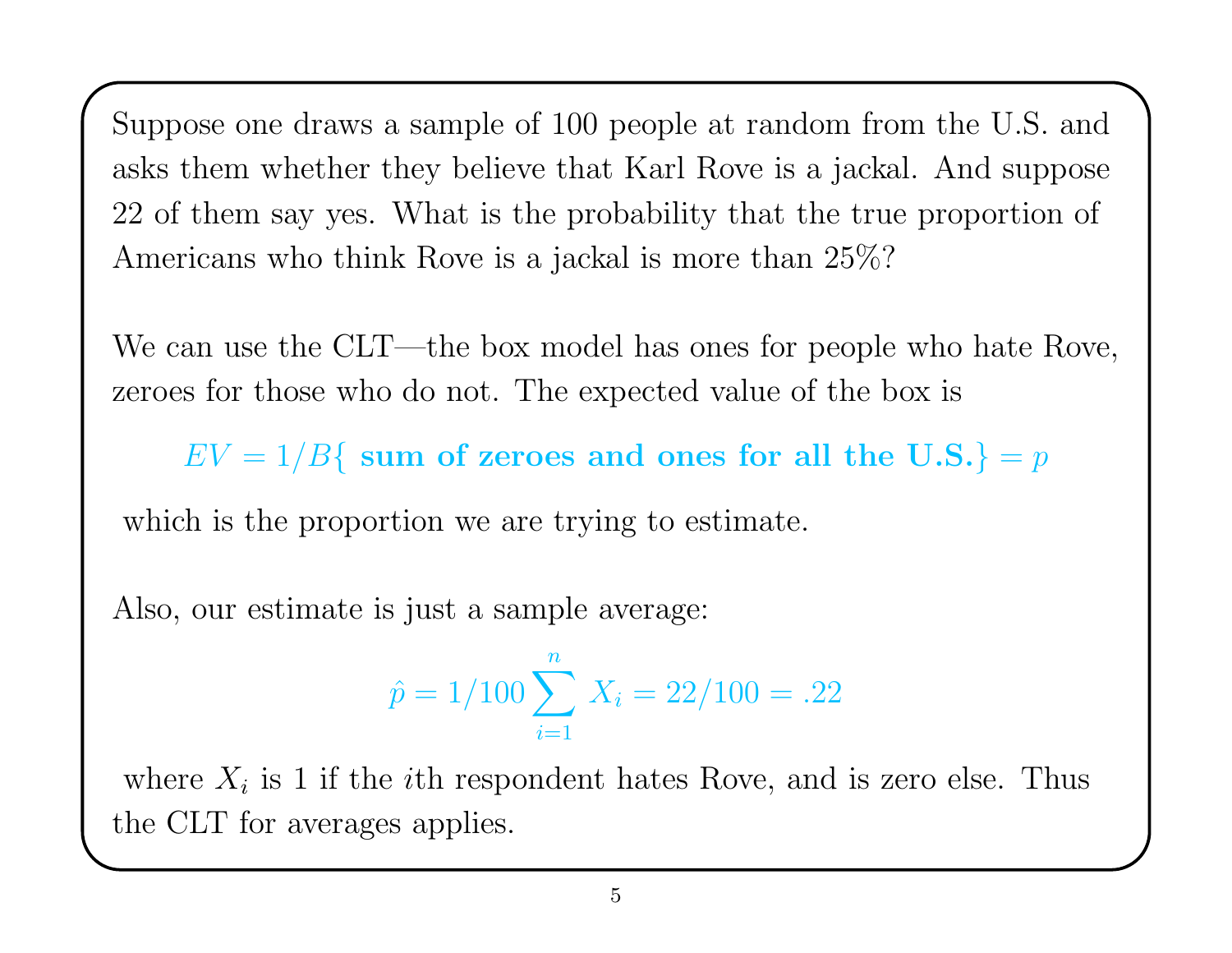Suppose one draws a sample of 100 people at random from the U.S. and asks them whether they believe that Karl Rove is a jackal. And suppose 22 of them say yes. What is the probability that the true proportion of Americans who think Rove is a jackal is more than 25%?

We can use the CLT—the box model has ones for people who hate Rove, zeroes for those who do not. The expected value of the box is

$$EV = 1/B\{\textbf{ sum of zeroes and ones for all the U.S.}\} = p$$

which is the proportion we are trying to estimate.

Also, our estimate is just a sample average:

$$\hat{p} = 1/100 \sum_{i=1}^{n} X_i = 22/100 = .22$$

where $X_i$ is 1 if the $i$th respondent hates Rove, and is zero else. Thus the CLT for averages applies.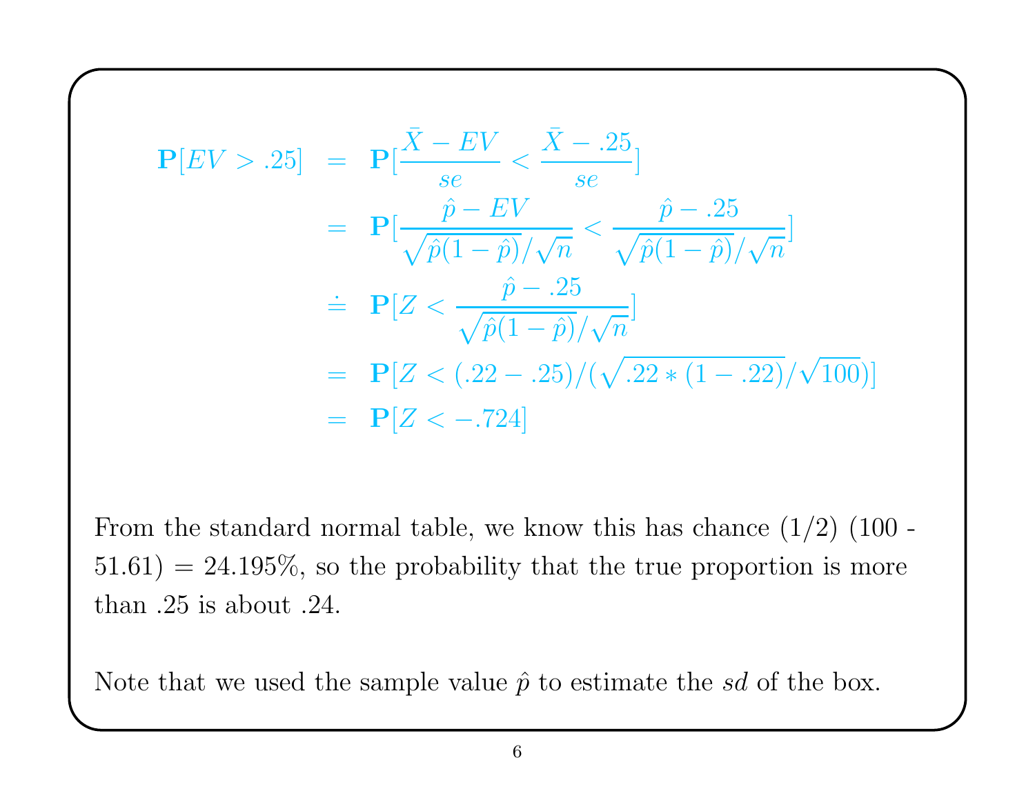$$
\begin{aligned}
\mathbf{P}[EV > .25] &= \mathbf{P}[\frac{\bar{X} - EV}{se} < \frac{\bar{X} - .25}{se}] \\
&= \mathbf{P}[\frac{\hat{p} - EV}{\sqrt{\hat{p}(1-\hat{p})}/\sqrt{n}} < \frac{\hat{p} - .25}{\sqrt{\hat{p}(1-\hat{p})}/\sqrt{n}}] \\
&\doteq \mathbf{P}[Z < \frac{\hat{p} - .25}{\sqrt{\hat{p}(1-\hat{p})}/\sqrt{n}}] \\
&= \mathbf{P}[Z < (.22 - .25)/(\sqrt{.22 * (1 - .22)}/\sqrt{100})] \\
&= \mathbf{P}[Z < -.724]
\end{aligned}
$$

From the standard normal table, we know this has chance (1/2) (100 - 51.61) = 24.195%, so the probability that the true proportion is more than .25 is about .24.

Note that we used the sample value $\hat{p}$ to estimate the $sd$ of the box.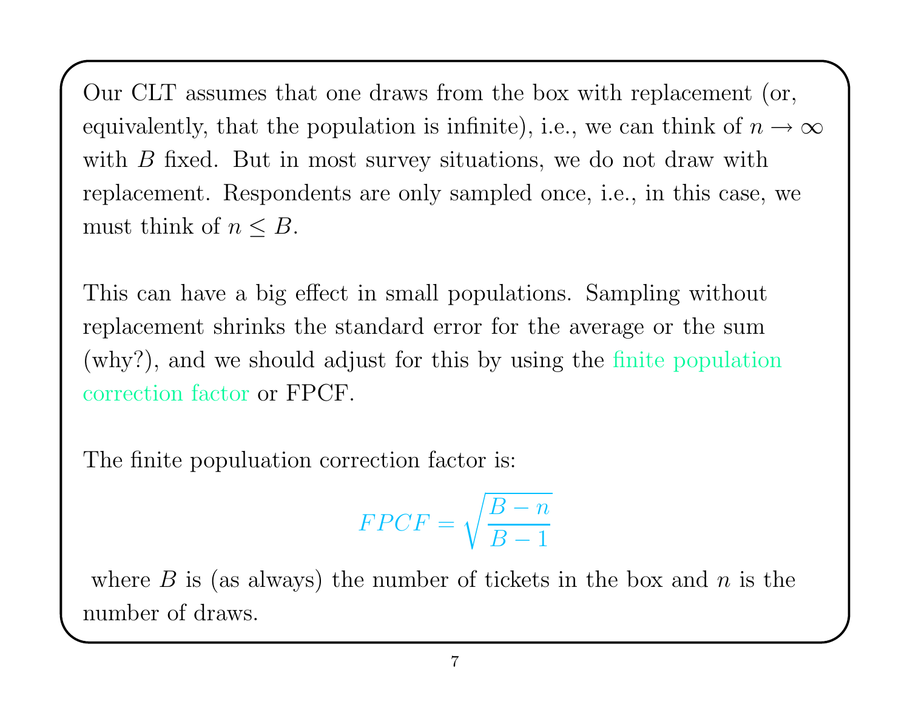Our CLT assumes that one draws from the box with replacement (or, equivalently, that the population is infinite), i.e., we can think of $n \to \infty$ with $B$ fixed. But in most survey situations, we do not draw with replacement. Respondents are only sampled once, i.e., in this case, we must think of $n \leq B$.

This can have a big effect in small populations. Sampling without replacement shrinks the standard error for the average or the sum (why?), and we should adjust for this by using the finite population correction factor or FPCF.

The finite populuation correction factor is:

$$FPCF = \sqrt{\frac{B-n}{B-1}}$$

where $B$ is (as always) the number of tickets in the box and $n$ is the number of draws.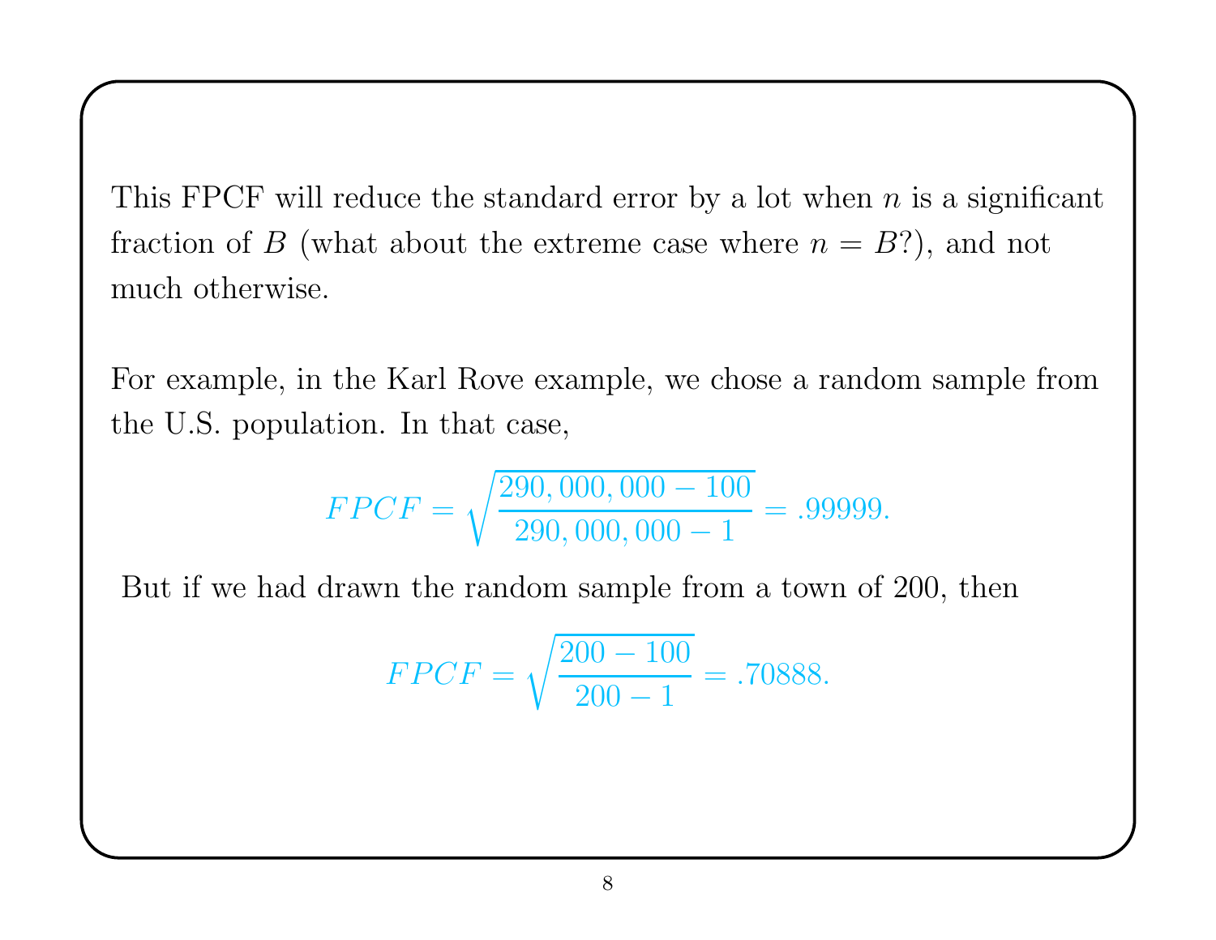This FPCF will reduce the standard error by a lot when $n$ is a significant fraction of $B$ (what about the extreme case where $n = B$?), and not much otherwise.

For example, in the Karl Rove example, we chose a random sample from the U.S. population. In that case,

$$FPCF = \sqrt{\frac{290,000,000 - 100}{290,000,000 - 1}} = .99999.$$

But if we had drawn the random sample from a town of 200, then

$$FPCF = \sqrt{\frac{200 - 100}{200 - 1}} = .70888.$$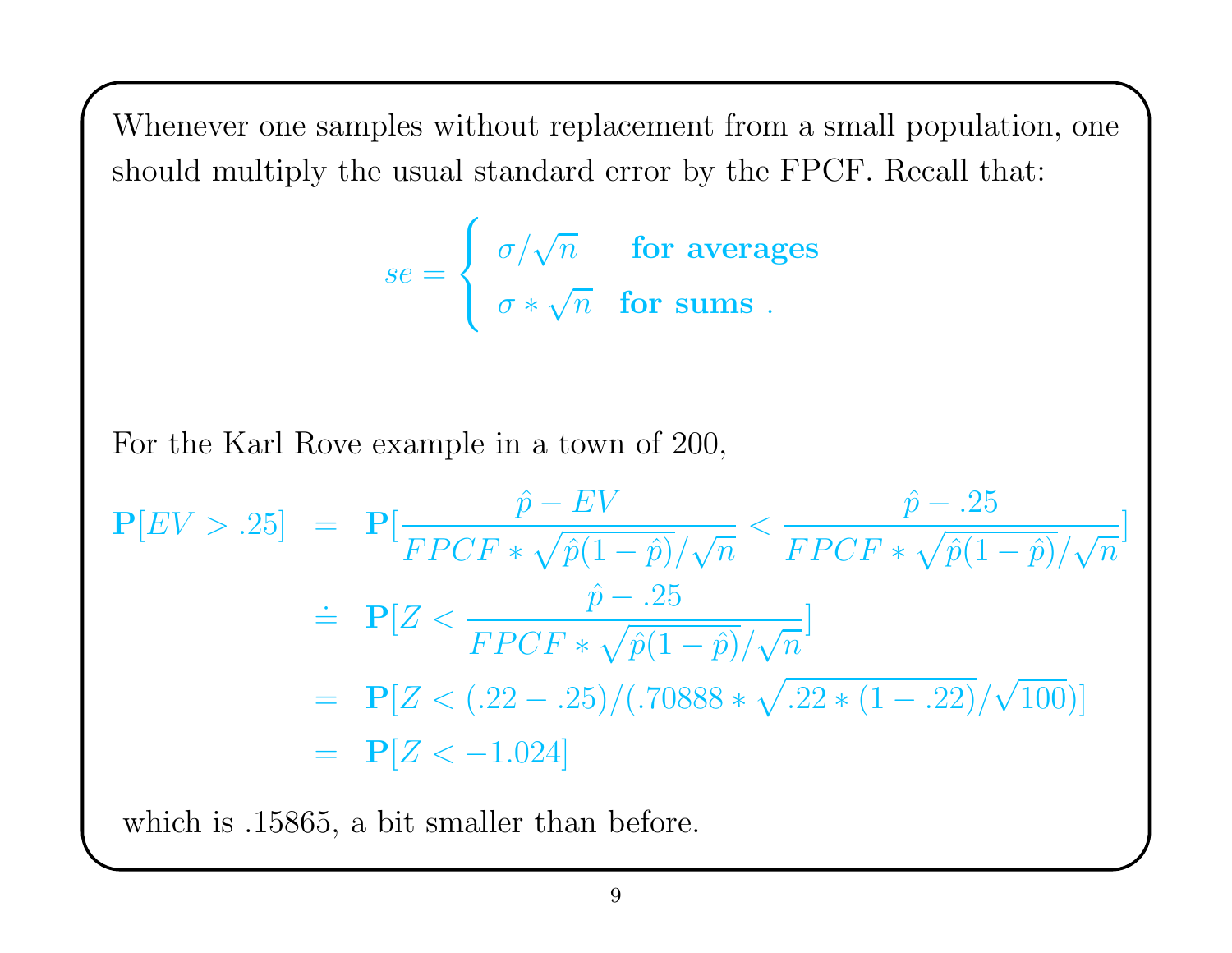Whenever one samples without replacement from a small population, one should multiply the usual standard error by the FPCF. Recall that:

$$se = \begin{cases} \sigma/\sqrt{n} & \textbf{for averages} \\ \sigma * \sqrt{n} & \textbf{for sums} \end{cases}.$$

For the Karl Rove example in a town of 200,

$$\begin{aligned}
\mathbf{P}[EV > .25] &= \mathbf{P}[\frac{\hat{p} - EV}{FPCF * \sqrt{\hat{p}(1-\hat{p})}/\sqrt{n}} < \frac{\hat{p} - .25}{FPCF * \sqrt{\hat{p}(1-\hat{p})}/\sqrt{n}}] \\
&\doteq \mathbf{P}[Z < \frac{\hat{p} - .25}{FPCF * \sqrt{\hat{p}(1-\hat{p})}/\sqrt{n}}] \\
&= \mathbf{P}[Z < (.22 - .25)/(.70888 * \sqrt{.22 * (1 - .22)}/\sqrt{100})] \\
&= \mathbf{P}[Z < -1.024]
\end{aligned}$$

which is .15865, a bit smaller than before.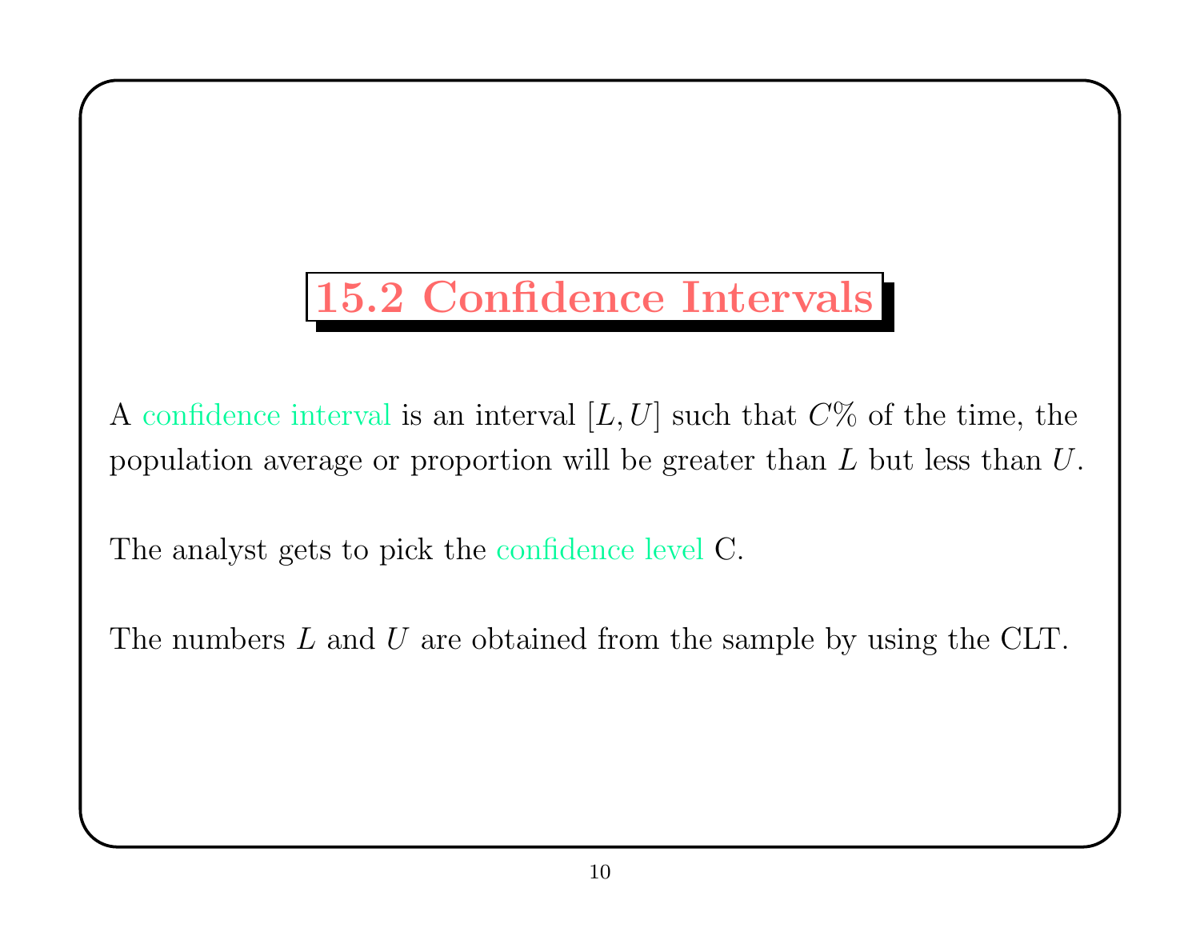## 15.2 Confidence Intervals

A confidence interval is an interval $[L, U]$ such that $C\%$ of the time, the population average or proportion will be greater than $L$ but less than $U$.

The analyst gets to pick the confidence level C.

The numbers $L$ and $U$ are obtained from the sample by using the CLT.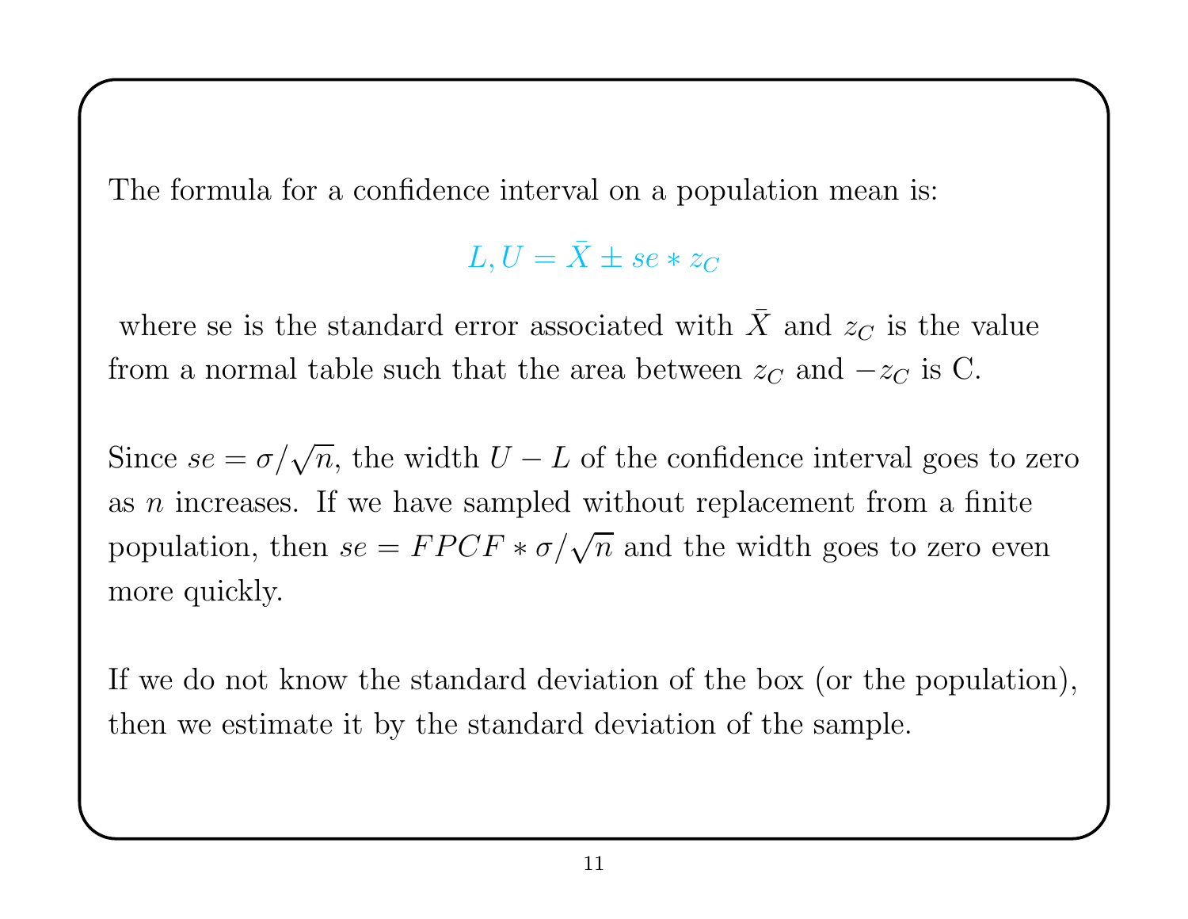The formula for a confidence interval on a population mean is:

$$L, U = \bar{X} \pm se * z_C$$

where se is the standard error associated with $\bar{X}$ and $z_C$ is the value from a normal table such that the area between $z_C$ and $-z_C$ is C.

Since $se = \sigma/\sqrt{n}$, the width $U - L$ of the confidence interval goes to zero as $n$ increases. If we have sampled without replacement from a finite population, then $se = FPCF * \sigma/\sqrt{n}$ and the width goes to zero even more quickly.

If we do not know the standard deviation of the box (or the population), then we estimate it by the standard deviation of the sample.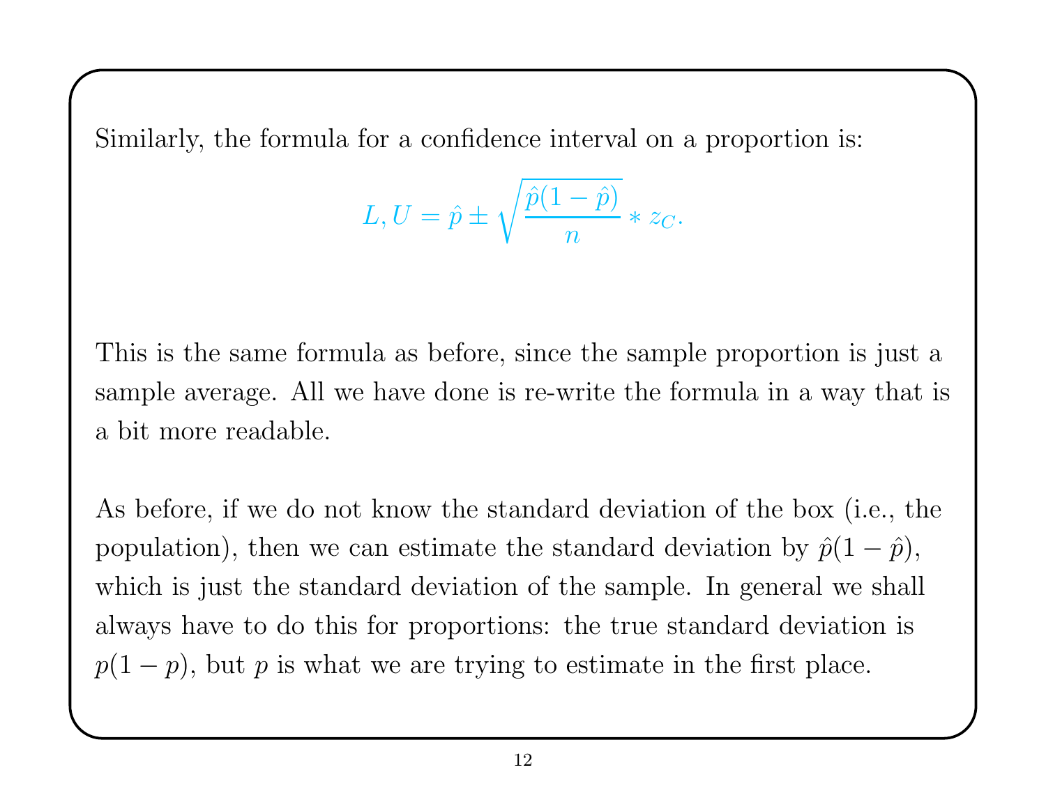Similarly, the formula for a confidence interval on a proportion is:

$$L, U = \hat{p} \pm \sqrt{\frac{\hat{p}(1-\hat{p})}{n}} * z_C.$$

This is the same formula as before, since the sample proportion is just a sample average. All we have done is re-write the formula in a way that is a bit more readable.

As before, if we do not know the standard deviation of the box (i.e., the population), then we can estimate the standard deviation by $\hat{p}(1-\hat{p})$, which is just the standard deviation of the sample. In general we shall always have to do this for proportions: the true standard deviation is $p(1-p)$, but $p$ is what we are trying to estimate in the first place.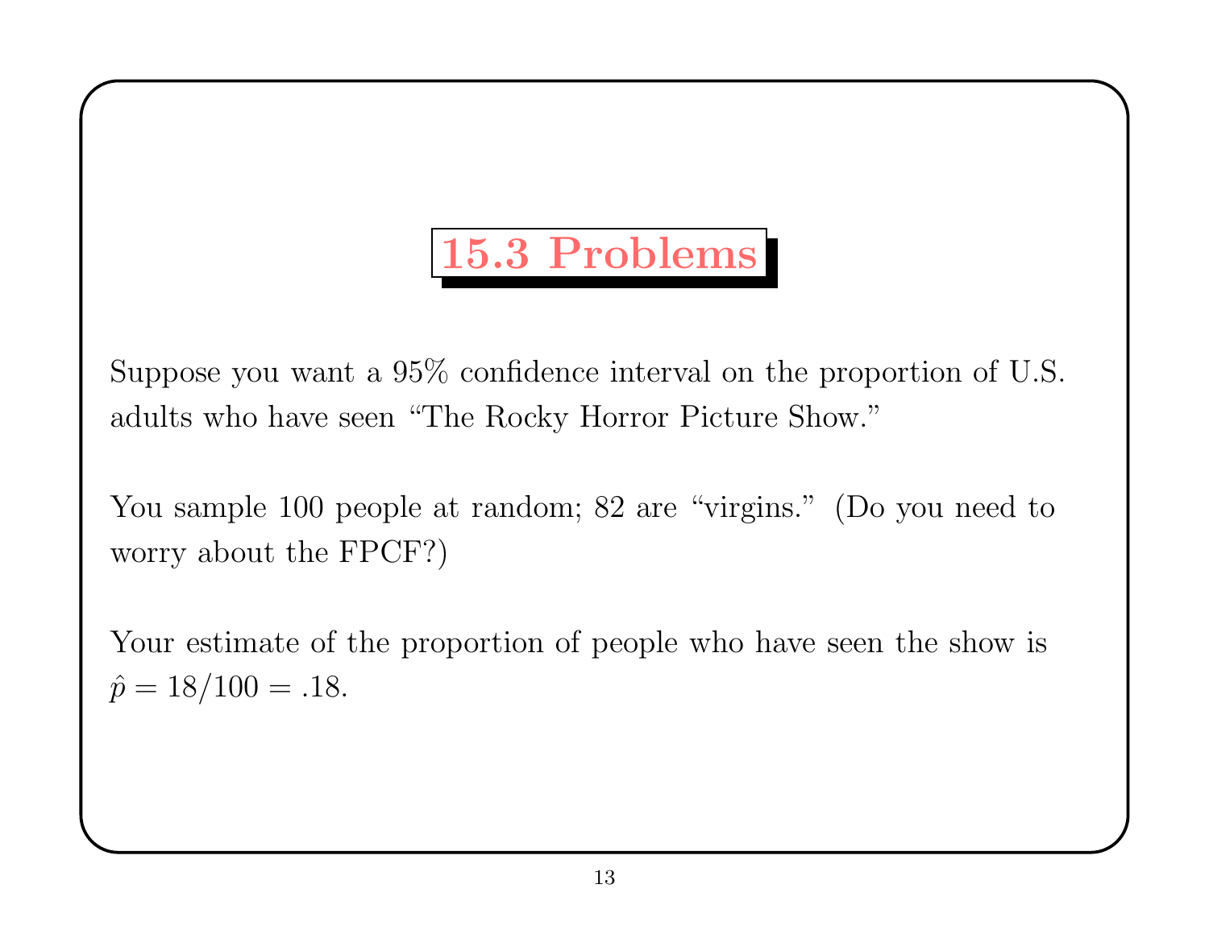# 15.3 Problems

Suppose you want a 95% confidence interval on the proportion of U.S. adults who have seen "The Rocky Horror Picture Show."

You sample 100 people at random; 82 are "virgins." (Do you need to worry about the FPCF?)

Your estimate of the proportion of people who have seen the show is $\hat{p} = 18/100 = .18$.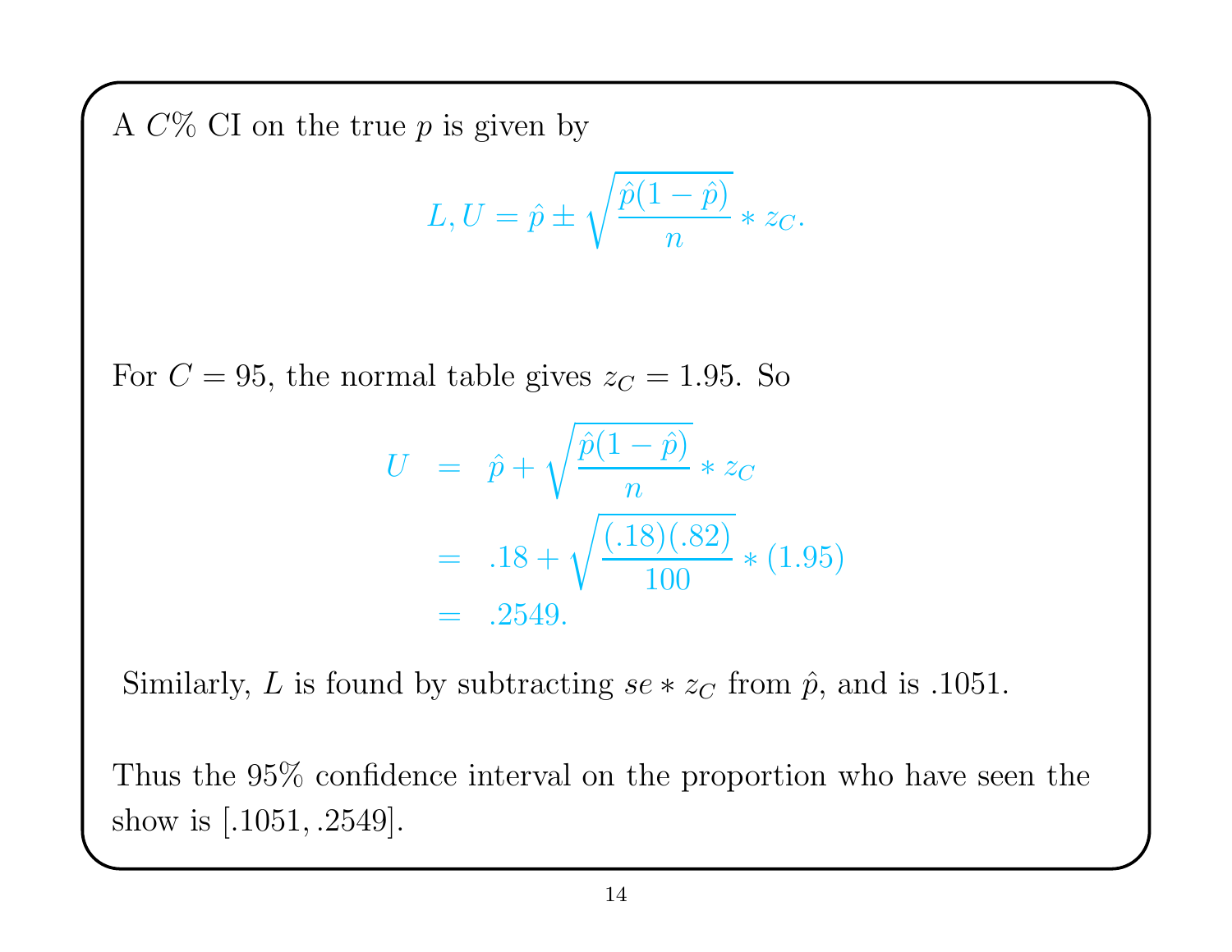A $C\%$ CI on the true $p$ is given by

$$L, U = \hat{p} \pm \sqrt{\frac{\hat{p}(1-\hat{p})}{n}} * z_C.$$

For $C = 95$, the normal table gives $z_C = 1.95$. So

$$\begin{aligned} U &= \hat{p} + \sqrt{\frac{\hat{p}(1-\hat{p})}{n}} * z_C \\ &= .18 + \sqrt{\frac{(.18)(.82)}{100}} * (1.95) \\ &= .2549. \end{aligned}$$

Similarly, $L$ is found by subtracting $se * z_C$ from $\hat{p}$, and is .1051.

Thus the 95% confidence interval on the proportion who have seen the show is $[.1051, .2549]$.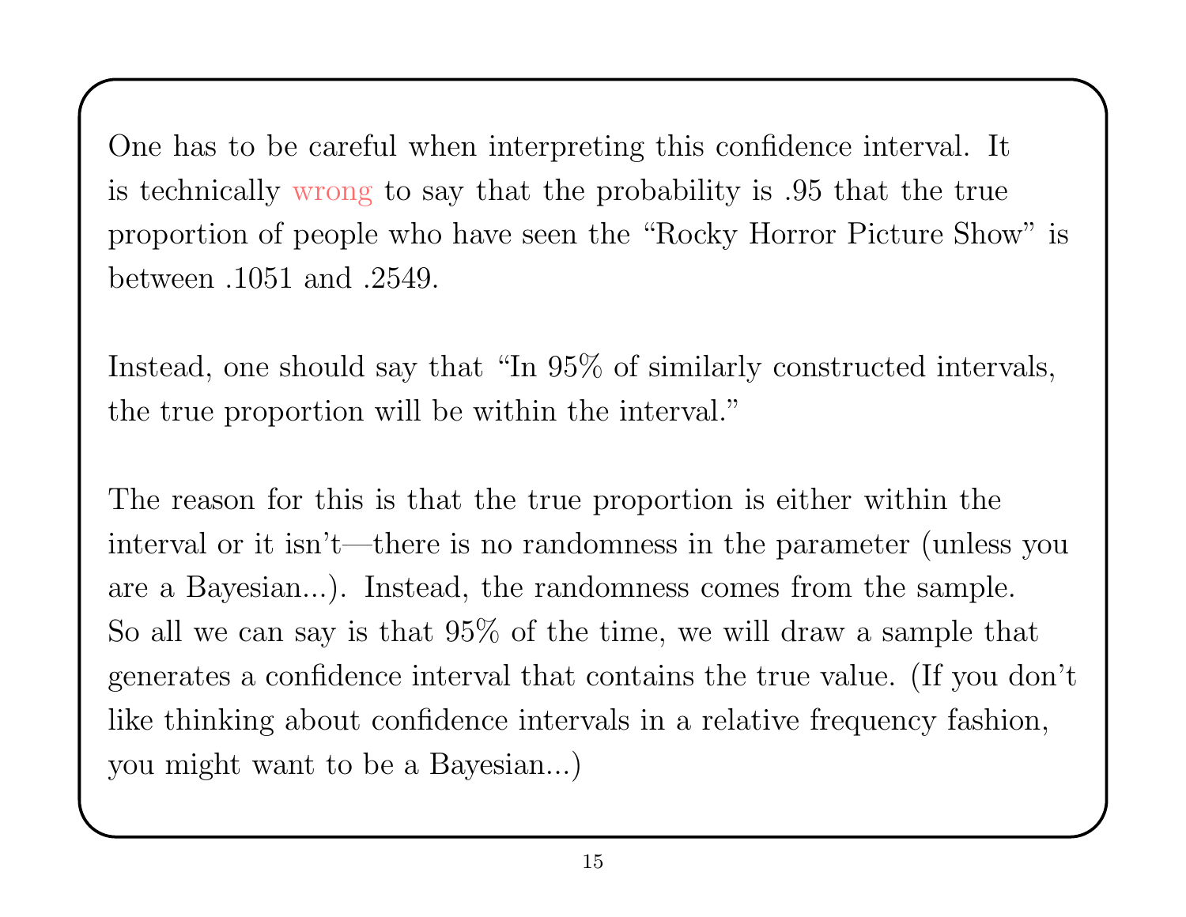One has to be careful when interpreting this confidence interval. It is technically wrong to say that the probability is .95 that the true proportion of people who have seen the "Rocky Horror Picture Show" is between .1051 and .2549.

Instead, one should say that "In 95% of similarly constructed intervals, the true proportion will be within the interval."

The reason for this is that the true proportion is either within the interval or it isn't—there is no randomness in the parameter (unless you are a Bayesian...). Instead, the randomness comes from the sample. So all we can say is that 95% of the time, we will draw a sample that generates a confidence interval that contains the true value. (If you don't like thinking about confidence intervals in a relative frequency fashion, you might want to be a Bayesian...)